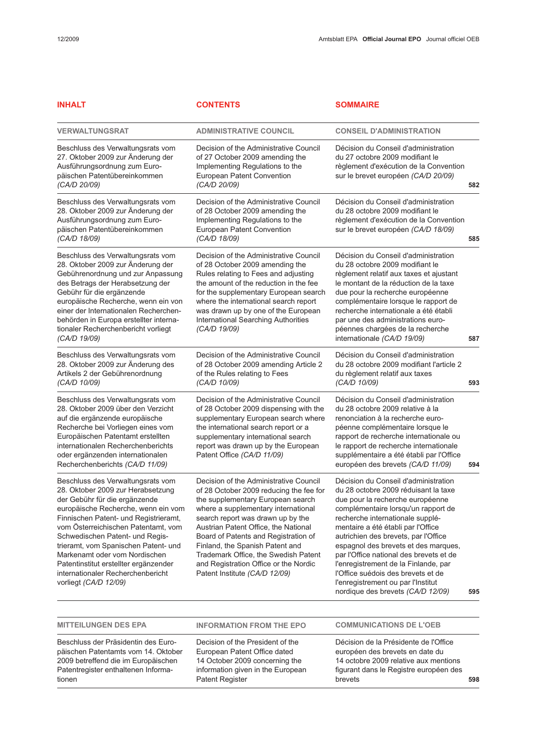| INHALT | CONTENTS | SOMMAIRE | |
|---|---|---|---|
| **VERWALTUNGSRAT** | **ADMINISTRATIVE COUNCIL** | **CONSEIL D'ADMINISTRATION** | |
| Beschluss des Verwaltungsrats vom 27. Oktober 2009 zur Änderung der Ausführungsordnung zum Europäischen Patentübereinkommen *(CA/D 20/09)* | Decision of the Administrative Council of 27 October 2009 amending the Implementing Regulations to the European Patent Convention *(CA/D 20/09)* | Décision du Conseil d'administration du 27 octobre 2009 modifiant le règlement d'exécution de la Convention sur le brevet européen *(CA/D 20/09)* | 582 |
| Beschluss des Verwaltungsrats vom 28. Oktober 2009 zur Änderung der Ausführungsordnung zum Europäischen Patentübereinkommen *(CA/D 18/09)* | Decision of the Administrative Council of 28 October 2009 amending the Implementing Regulations to the European Patent Convention *(CA/D 18/09)* | Décision du Conseil d'administration du 28 octobre 2009 modifiant le règlement d'exécution de la Convention sur le brevet européen *(CA/D 18/09)* | 585 |
| Beschluss des Verwaltungsrats vom 28. Oktober 2009 zur Änderung der Gebührenordnung und zur Anpassung des Betrags der Herabsetzung der Gebühr für die ergänzende europäische Recherche, wenn ein von einer der Internationalen Recherchenbehörden in Europa erstellter internationaler Recherchenbericht vorliegt *(CA/D 19/09)* | Decision of the Administrative Council of 28 October 2009 amending the Rules relating to Fees and adjusting the amount of the reduction in the fee for the supplementary European search where the international search report was drawn up by one of the European International Searching Authorities *(CA/D 19/09)* | Décision du Conseil d'administration du 28 octobre 2009 modifiant le règlement relatif aux taxes et ajustant le montant de la réduction de la taxe due pour la recherche européenne complémentaire lorsque le rapport de recherche internationale a été établi par une des administrations européennes chargées de la recherche internationale *(CA/D 19/09)* | 587 |
| Beschluss des Verwaltungsrats vom 28. Oktober 2009 zur Änderung des Artikels 2 der Gebührenordnung *(CA/D 10/09)* | Decision of the Administrative Council of 28 October 2009 amending Article 2 of the Rules relating to Fees *(CA/D 10/09)* | Décision du Conseil d'administration du 28 octobre 2009 modifiant l'article 2 du règlement relatif aux taxes *(CA/D 10/09)* | 593 |
| Beschluss des Verwaltungsrats vom 28. Oktober 2009 über den Verzicht auf die ergänzende europäische Recherche bei Vorliegen eines vom Europäischen Patentamt erstellten internationalen Recherchenberichts oder ergänzenden internationalen Recherchenberichts *(CA/D 11/09)* | Decision of the Administrative Council of 28 October 2009 dispensing with the supplementary European search where the international search report or a supplementary international search report was drawn up by the European Patent Office *(CA/D 11/09)* | Décision du Conseil d'administration du 28 octobre 2009 relative à la renonciation à la recherche européenne complémentaire lorsque le rapport de recherche internationale ou le rapport de recherche internationale supplémentaire a été établi par l'Office européen des brevets *(CA/D 11/09)* | 594 |
| Beschluss des Verwaltungsrats vom 28. Oktober 2009 zur Herabsetzung der Gebühr für die ergänzende europäische Recherche, wenn ein vom Finnischen Patent- und Registrieramt, vom Österreichischen Patentamt, vom Schwedischen Patent- und Registrieramt, vom Spanischen Patent- und Markenamt oder vom Nordischen Patentinstitut erstellter ergänzender internationaler Recherchenbericht vorliegt *(CA/D 12/09)* | Decision of the Administrative Council of 28 October 2009 reducing the fee for the supplementary European search where a supplementary international search report was drawn up by the Austrian Patent Office, the National Board of Patents and Registration of Finland, the Spanish Patent and Trademark Office, the Swedish Patent and Registration Office or the Nordic Patent Institute *(CA/D 12/09)* | Décision du Conseil d'administration du 28 octobre 2009 réduisant la taxe due pour la recherche européenne complémentaire lorsqu'un rapport de recherche internationale supplémentaire a été établi par l'Office autrichien des brevets, par l'Office espagnol des brevets et des marques, par l'Office national des brevets et de l'enregistrement de la Finlande, par l'Office suédois des brevets et de l'enregistrement ou par l'Institut nordique des brevets *(CA/D 12/09)* | 595 |

| MITTEILUNGEN DES EPA | INFORMATION FROM THE EPO | COMMUNICATIONS DE L'OEB | |
|---|---|---|---|
| Beschluss der Präsidentin des Europäischen Patentamts vom 14. Oktober 2009 betreffend die im Europäischen Patentregister enthaltenen Informationen | Decision of the President of the European Patent Office dated 14 October 2009 concerning the information given in the European Patent Register | Décision de la Présidente de l'Office européen des brevets en date du 14 octobre 2009 relative aux mentions figurant dans le Registre européen des brevets | 598 |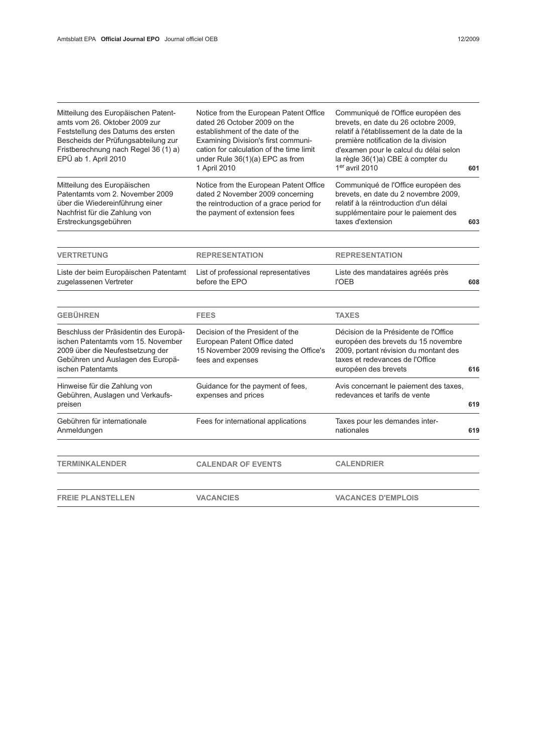| | | | |
|---|---|---|---|
| Mitteilung des Europäischen Patentamts vom 26. Oktober 2009 zur Feststellung des Datums des ersten Bescheids der Prüfungsabteilung zur Fristberechnung nach Regel 36 (1) a) EPÜ ab 1. April 2010 | Notice from the European Patent Office dated 26 October 2009 on the establishment of the date of the Examining Division's first communication for calculation of the time limit under Rule 36(1)(a) EPC as from 1 April 2010 | Communiqué de l'Office européen des brevets, en date du 26 octobre 2009, relatif à l'établissement de la date de la première notification de la division d'examen pour le calcul du délai selon la règle 36(1)a) CBE à compter du 1er avril 2010 | **601** |
| Mitteilung des Europäischen Patentamts vom 2. November 2009 über die Wiedereinführung einer Nachfrist für die Zahlung von Erstreckungsgebühren | Notice from the European Patent Office dated 2 November 2009 concerning the reintroduction of a grace period for the payment of extension fees | Communiqué de l'Office européen des brevets, en date du 2 novembre 2009, relatif à la réintroduction d'un délai supplémentaire pour le paiement des taxes d'extension | **603** |

| VERTRETUNG | REPRESENTATION | REPRESENTATION | |
|---|---|---|---|
| Liste der beim Europäischen Patentamt zugelassenen Vertreter | List of professional representatives before the EPO | Liste des mandataires agréés près l'OEB | **608** |

| GEBÜHREN | FEES | TAXES | |
|---|---|---|---|
| Beschluss der Präsidentin des Europäischen Patentamts vom 15. November 2009 über die Neufestsetzung der Gebühren und Auslagen des Europäischen Patentamts | Decision of the President of the European Patent Office dated 15 November 2009 revising the Office's fees and expenses | Décision de la Présidente de l'Office européen des brevets du 15 novembre 2009, portant révision du montant des taxes et redevances de l'Office européen des brevets | **616** |
| Hinweise für die Zahlung von Gebühren, Auslagen und Verkaufspreisen | Guidance for the payment of fees, expenses and prices | Avis concernant le paiement des taxes, redevances et tarifs de vente | **619** |
| Gebühren für internationale Anmeldungen | Fees for international applications | Taxes pour les demandes internationales | **619** |

| TERMINKALENDER | CALENDAR OF EVENTS | CALENDRIER |
|---|---|---|

| FREIE PLANSTELLEN | VACANCIES | VACANCES D'EMPLOIS |
|---|---|---|